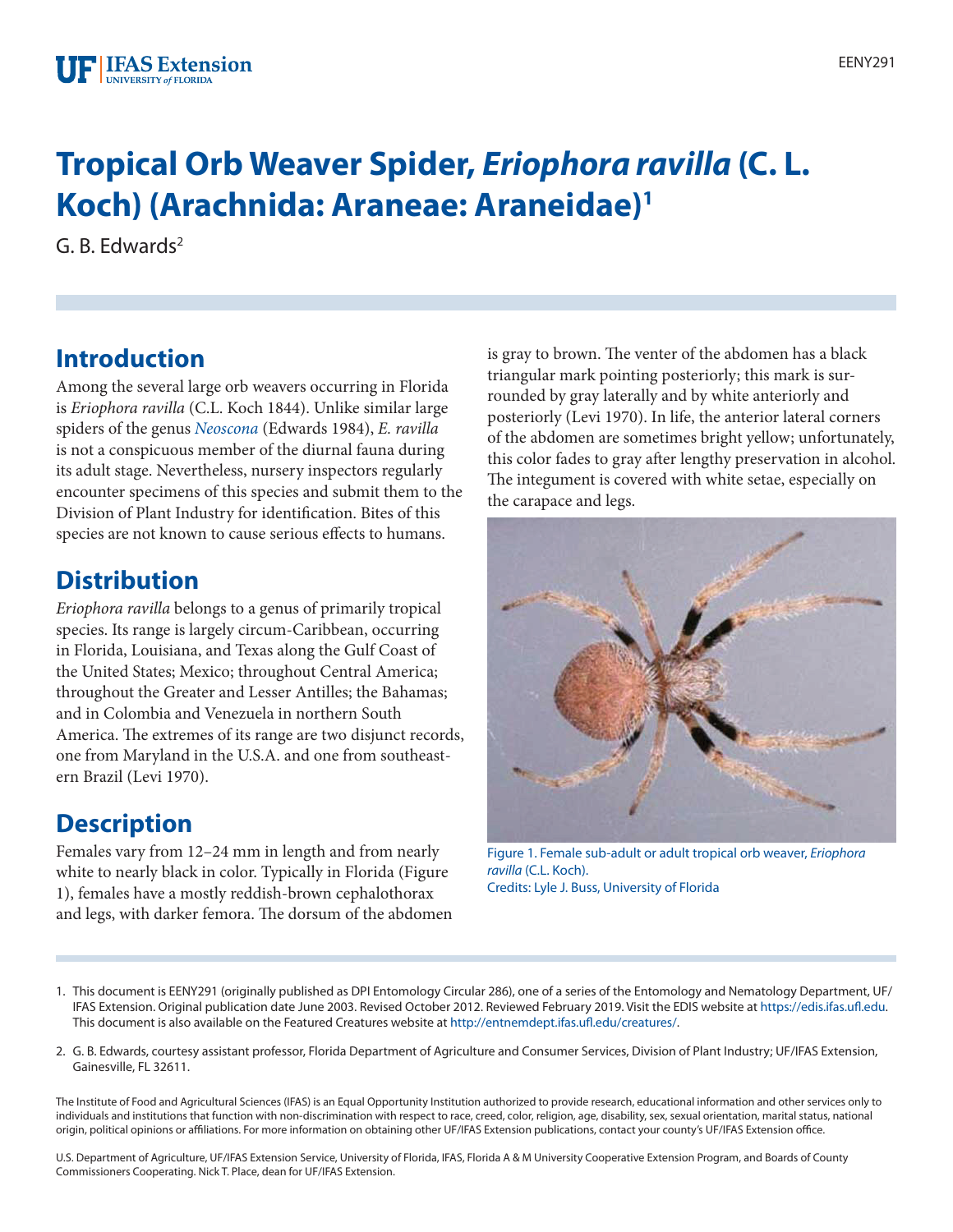# Tropical Orb Weaver Spider, *Eriophora ravilla* (C. L. Koch) (Arachnida: Araneae: Araneidae)[1]

G. B. Edwards[2]

## Introduction

Among the several large orb weavers occurring in Florida is *Eriophora ravilla* (C.L. Koch 1844). Unlike similar large spiders of the genus *Neoscona* (Edwards 1984), *E. ravilla* is not a conspicuous member of the diurnal fauna during its adult stage. Nevertheless, nursery inspectors regularly encounter specimens of this species and submit them to the Division of Plant Industry for identification. Bites of this species are not known to cause serious effects to humans.

## Distribution

*Eriophora ravilla* belongs to a genus of primarily tropical species. Its range is largely circum-Caribbean, occurring in Florida, Louisiana, and Texas along the Gulf Coast of the United States; Mexico; throughout Central America; throughout the Greater and Lesser Antilles; the Bahamas; and in Colombia and Venezuela in northern South America. The extremes of its range are two disjunct records, one from Maryland in the U.S.A. and one from southeastern Brazil (Levi 1970).

## Description

Females vary from 12–24 mm in length and from nearly white to nearly black in color. Typically in Florida (Figure 1), females have a mostly reddish-brown cephalothorax and legs, with darker femora. The dorsum of the abdomen is gray to brown. The venter of the abdomen has a black triangular mark pointing posteriorly; this mark is surrounded by gray laterally and by white anteriorly and posteriorly (Levi 1970). In life, the anterior lateral corners of the abdomen are sometimes bright yellow; unfortunately, this color fades to gray after lengthy preservation in alcohol. The integument is covered with white setae, especially on the carapace and legs.

Figure 1. Female sub-adult or adult tropical orb weaver, *Eriophora ravilla* (C.L. Koch).
Credits: Lyle J. Buss, University of Florida

1. This document is EENY291 (originally published as DPI Entomology Circular 286), one of a series of the Entomology and Nematology Department, UF/IFAS Extension. Original publication date June 2003. Revised October 2012. Reviewed February 2019. Visit the EDIS website at https://edis.ifas.ufl.edu. This document is also available on the Featured Creatures website at http://entnemdept.ifas.ufl.edu/creatures/.

2. G. B. Edwards, courtesy assistant professor, Florida Department of Agriculture and Consumer Services, Division of Plant Industry; UF/IFAS Extension, Gainesville, FL 32611.

The Institute of Food and Agricultural Sciences (IFAS) is an Equal Opportunity Institution authorized to provide research, educational information and other services only to individuals and institutions that function with non-discrimination with respect to race, creed, color, religion, age, disability, sex, sexual orientation, marital status, national origin, political opinions or affiliations. For more information on obtaining other UF/IFAS Extension publications, contact your county's UF/IFAS Extension office.

U.S. Department of Agriculture, UF/IFAS Extension Service, University of Florida, IFAS, Florida A & M University Cooperative Extension Program, and Boards of County Commissioners Cooperating. Nick T. Place, dean for UF/IFAS Extension.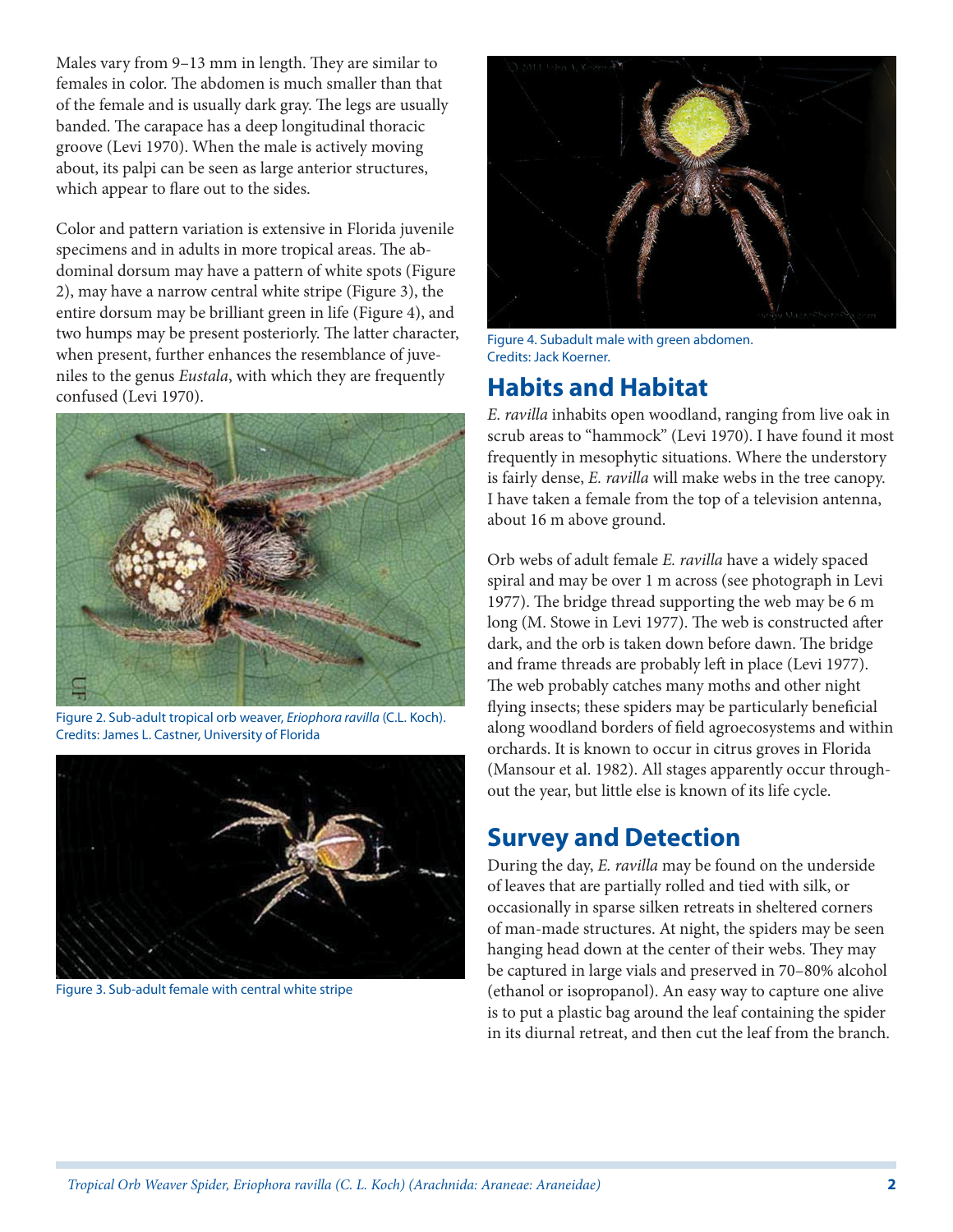Males vary from 9–13 mm in length. They are similar to females in color. The abdomen is much smaller than that of the female and is usually dark gray. The legs are usually banded. The carapace has a deep longitudinal thoracic groove (Levi 1970). When the male is actively moving about, its palpi can be seen as large anterior structures, which appear to flare out to the sides.

Color and pattern variation is extensive in Florida juvenile specimens and in adults in more tropical areas. The abdominal dorsum may have a pattern of white spots (Figure 2), may have a narrow central white stripe (Figure 3), the entire dorsum may be brilliant green in life (Figure 4), and two humps may be present posteriorly. The latter character, when present, further enhances the resemblance of juveniles to the genus *Eustala*, with which they are frequently confused (Levi 1970).

Figure 2. Sub-adult tropical orb weaver, *Eriophora ravilla* (C.L. Koch).
Credits: James L. Castner, University of Florida

Figure 3. Sub-adult female with central white stripe

Figure 4. Subadult male with green abdomen.
Credits: Jack Koerner.

## Habits and Habitat

*E. ravilla* inhabits open woodland, ranging from live oak in scrub areas to "hammock" (Levi 1970). I have found it most frequently in mesophytic situations. Where the understory is fairly dense, *E. ravilla* will make webs in the tree canopy. I have taken a female from the top of a television antenna, about 16 m above ground.

Orb webs of adult female *E. ravilla* have a widely spaced spiral and may be over 1 m across (see photograph in Levi 1977). The bridge thread supporting the web may be 6 m long (M. Stowe in Levi 1977). The web is constructed after dark, and the orb is taken down before dawn. The bridge and frame threads are probably left in place (Levi 1977). The web probably catches many moths and other night flying insects; these spiders may be particularly beneficial along woodland borders of field agroecosystems and within orchards. It is known to occur in citrus groves in Florida (Mansour et al. 1982). All stages apparently occur throughout the year, but little else is known of its life cycle.

## Survey and Detection

During the day, *E. ravilla* may be found on the underside of leaves that are partially rolled and tied with silk, or occasionally in sparse silken retreats in sheltered corners of man-made structures. At night, the spiders may be seen hanging head down at the center of their webs. They may be captured in large vials and preserved in 70–80% alcohol (ethanol or isopropanol). An easy way to capture one alive is to put a plastic bag around the leaf containing the spider in its diurnal retreat, and then cut the leaf from the branch.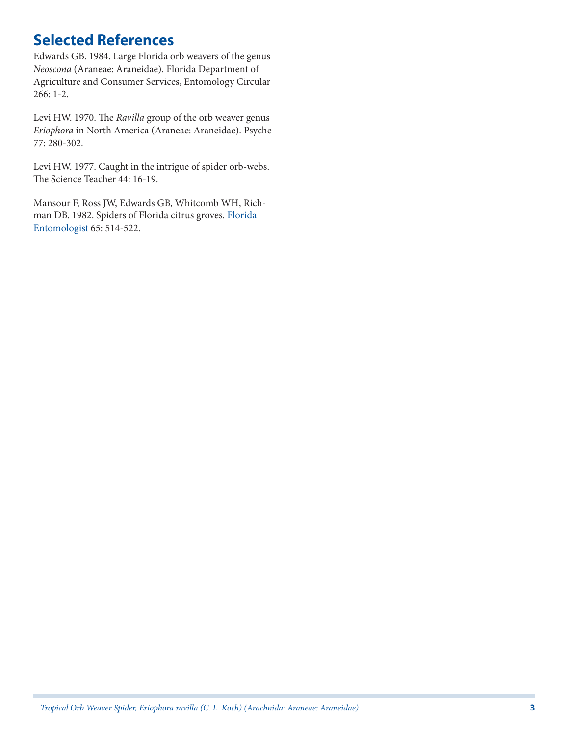## Selected References

Edwards GB. 1984. Large Florida orb weavers of the genus *Neoscona* (Araneae: Araneidae). Florida Department of Agriculture and Consumer Services, Entomology Circular 266: 1-2.

Levi HW. 1970. The *Ravilla* group of the orb weaver genus *Eriophora* in North America (Araneae: Araneidae). Psyche 77: 280-302.

Levi HW. 1977. Caught in the intrigue of spider orb-webs. The Science Teacher 44: 16-19.

Mansour F, Ross JW, Edwards GB, Whitcomb WH, Richman DB. 1982. Spiders of Florida citrus groves. Florida Entomologist 65: 514-522.